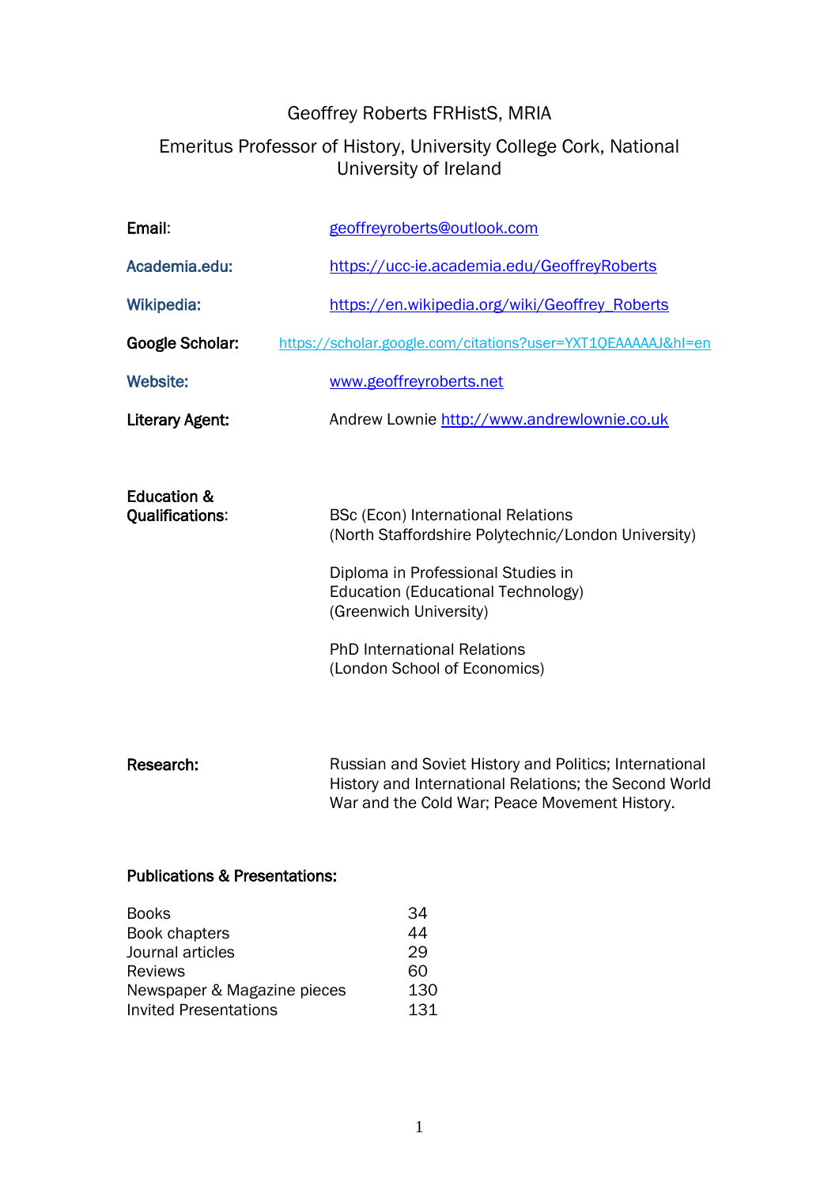# Geoffrey Roberts FRHistS, MRIA

## Emeritus Professor of History, University College Cork, National University of Ireland

**Email:** geoffreyroberts@outlook.com

**Academia.edu:** https://ucc-ie.academia.edu/GeoffreyRoberts

**Wikipedia:** https://en.wikipedia.org/wiki/Geoffrey_Roberts

**Google Scholar:** https://scholar.google.com/citations?user=YXT1QEAAAAAJ&hl=en

**Website:** www.geoffreyroberts.net

**Literary Agent:** Andrew Lownie http://www.andrewlownie.co.uk

**Education & Qualifications:**

BSc (Econ) International Relations
(North Staffordshire Polytechnic/London University)

Diploma in Professional Studies in Education (Educational Technology)
(Greenwich University)

PhD International Relations
(London School of Economics)

**Research:** Russian and Soviet History and Politics; International History and International Relations; the Second World War and the Cold War; Peace Movement History.

**Publications & Presentations:**

| | |
|---|---|
| Books | 34 |
| Book chapters | 44 |
| Journal articles | 29 |
| Reviews | 60 |
| Newspaper & Magazine pieces | 130 |
| Invited Presentations | 131 |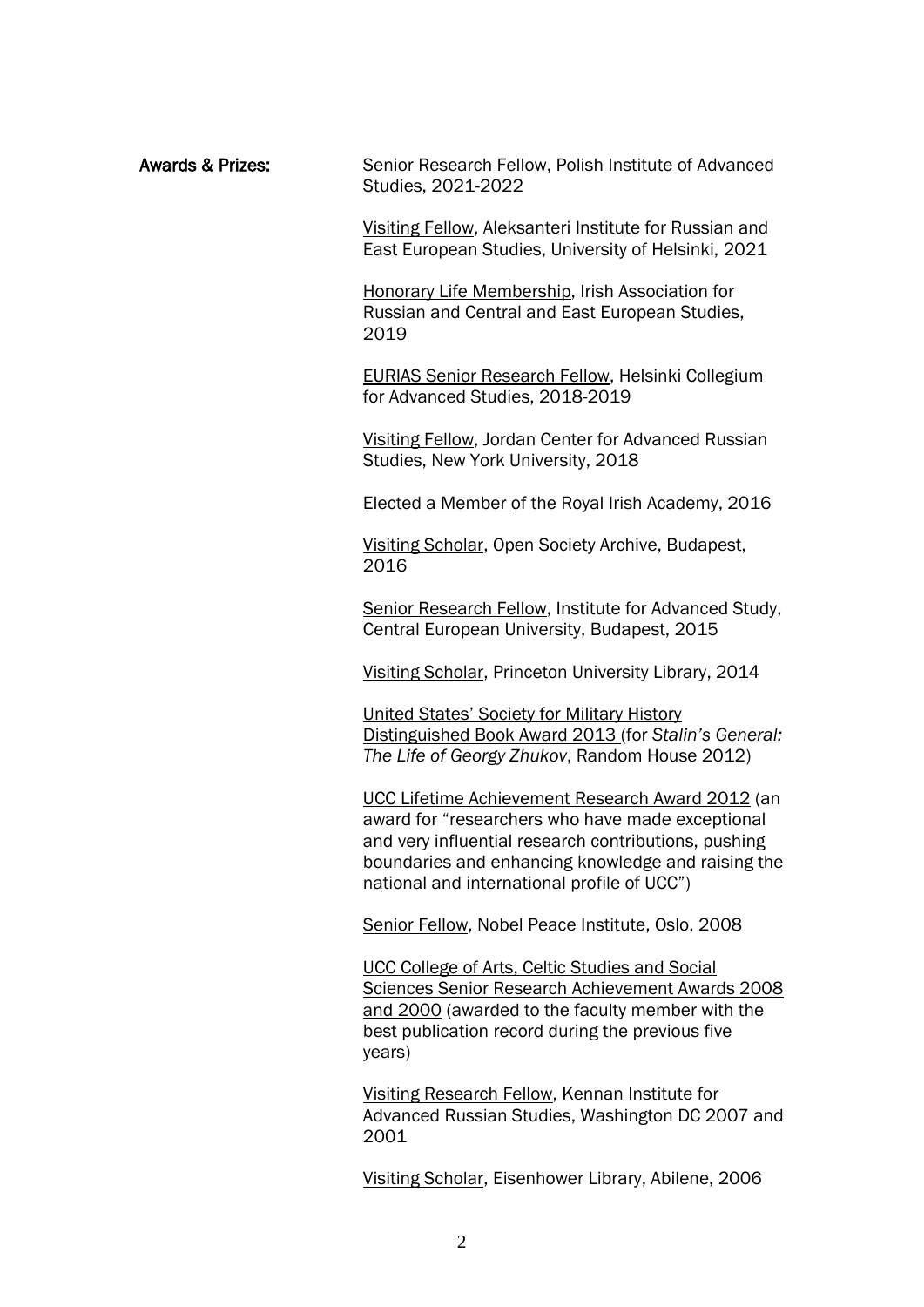**Awards & Prizes:**

Senior Research Fellow, Polish Institute of Advanced Studies, 2021-2022

Visiting Fellow, Aleksanteri Institute for Russian and East European Studies, University of Helsinki, 2021

Honorary Life Membership, Irish Association for Russian and Central and East European Studies, 2019

EURIAS Senior Research Fellow, Helsinki Collegium for Advanced Studies, 2018-2019

Visiting Fellow, Jordan Center for Advanced Russian Studies, New York University, 2018

Elected a Member of the Royal Irish Academy, 2016

Visiting Scholar, Open Society Archive, Budapest, 2016

Senior Research Fellow, Institute for Advanced Study, Central European University, Budapest, 2015

Visiting Scholar, Princeton University Library, 2014

United States' Society for Military History Distinguished Book Award 2013 (for *Stalin's General: The Life of Georgy Zhukov*, Random House 2012)

UCC Lifetime Achievement Research Award 2012 (an award for "researchers who have made exceptional and very influential research contributions, pushing boundaries and enhancing knowledge and raising the national and international profile of UCC")

Senior Fellow, Nobel Peace Institute, Oslo, 2008

UCC College of Arts, Celtic Studies and Social Sciences Senior Research Achievement Awards 2008 and 2000 (awarded to the faculty member with the best publication record during the previous five years)

Visiting Research Fellow, Kennan Institute for Advanced Russian Studies, Washington DC 2007 and 2001

Visiting Scholar, Eisenhower Library, Abilene, 2006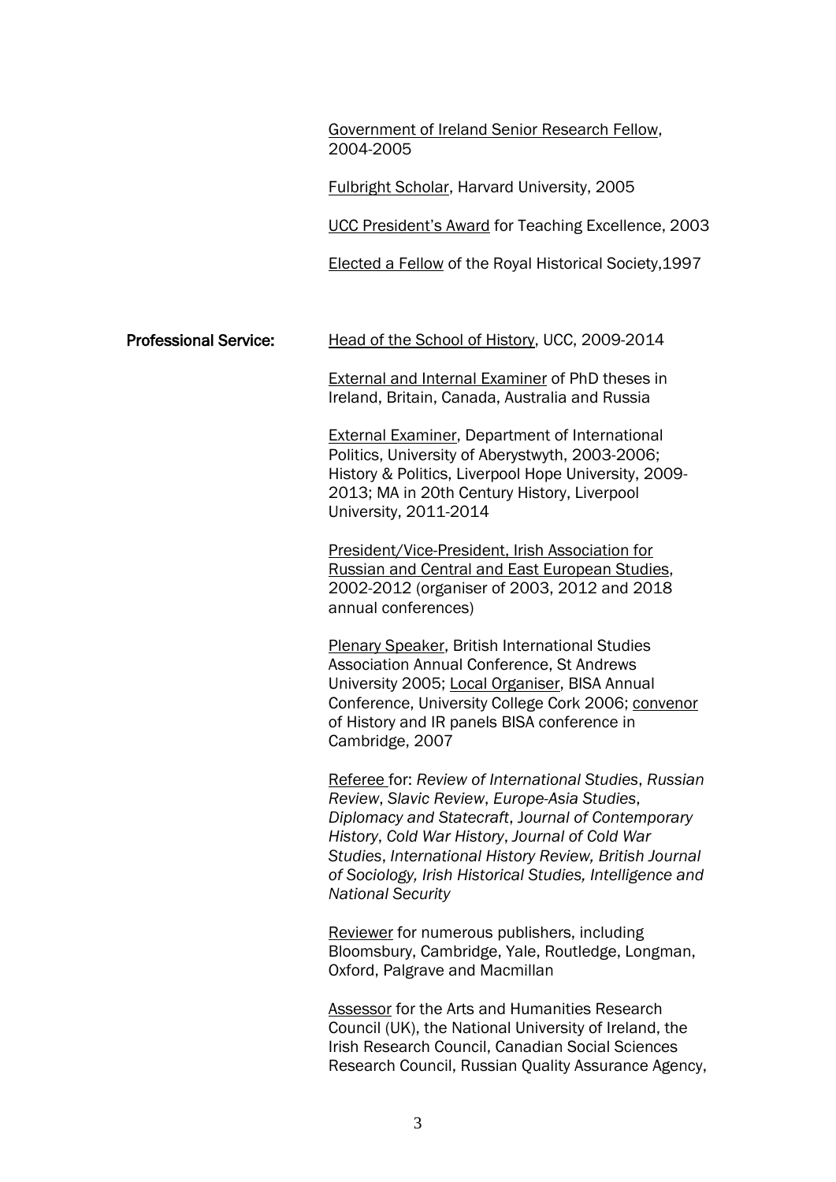Government of Ireland Senior Research Fellow, 2004-2005

Fulbright Scholar, Harvard University, 2005

UCC President's Award for Teaching Excellence, 2003

Elected a Fellow of the Royal Historical Society,1997

**Professional Service:**

Head of the School of History, UCC, 2009-2014

External and Internal Examiner of PhD theses in Ireland, Britain, Canada, Australia and Russia

External Examiner, Department of International Politics, University of Aberystwyth, 2003-2006; History & Politics, Liverpool Hope University, 2009-2013; MA in 20th Century History, Liverpool University, 2011-2014

President/Vice-President, Irish Association for Russian and Central and East European Studies, 2002-2012 (organiser of 2003, 2012 and 2018 annual conferences)

Plenary Speaker, British International Studies Association Annual Conference, St Andrews University 2005; Local Organiser, BISA Annual Conference, University College Cork 2006; convenor of History and IR panels BISA conference in Cambridge, 2007

Referee for: *Review of International Studies*, *Russian Review*, *Slavic Review*, *Europe-Asia Studies*, *Diplomacy and Statecraft*, *Journal of Contemporary History*, *Cold War History*, *Journal of Cold War Studies*, *International History Review, British Journal of Sociology, Irish Historical Studies, Intelligence and National Security*

Reviewer for numerous publishers, including Bloomsbury, Cambridge, Yale, Routledge, Longman, Oxford, Palgrave and Macmillan

Assessor for the Arts and Humanities Research Council (UK), the National University of Ireland, the Irish Research Council, Canadian Social Sciences Research Council, Russian Quality Assurance Agency,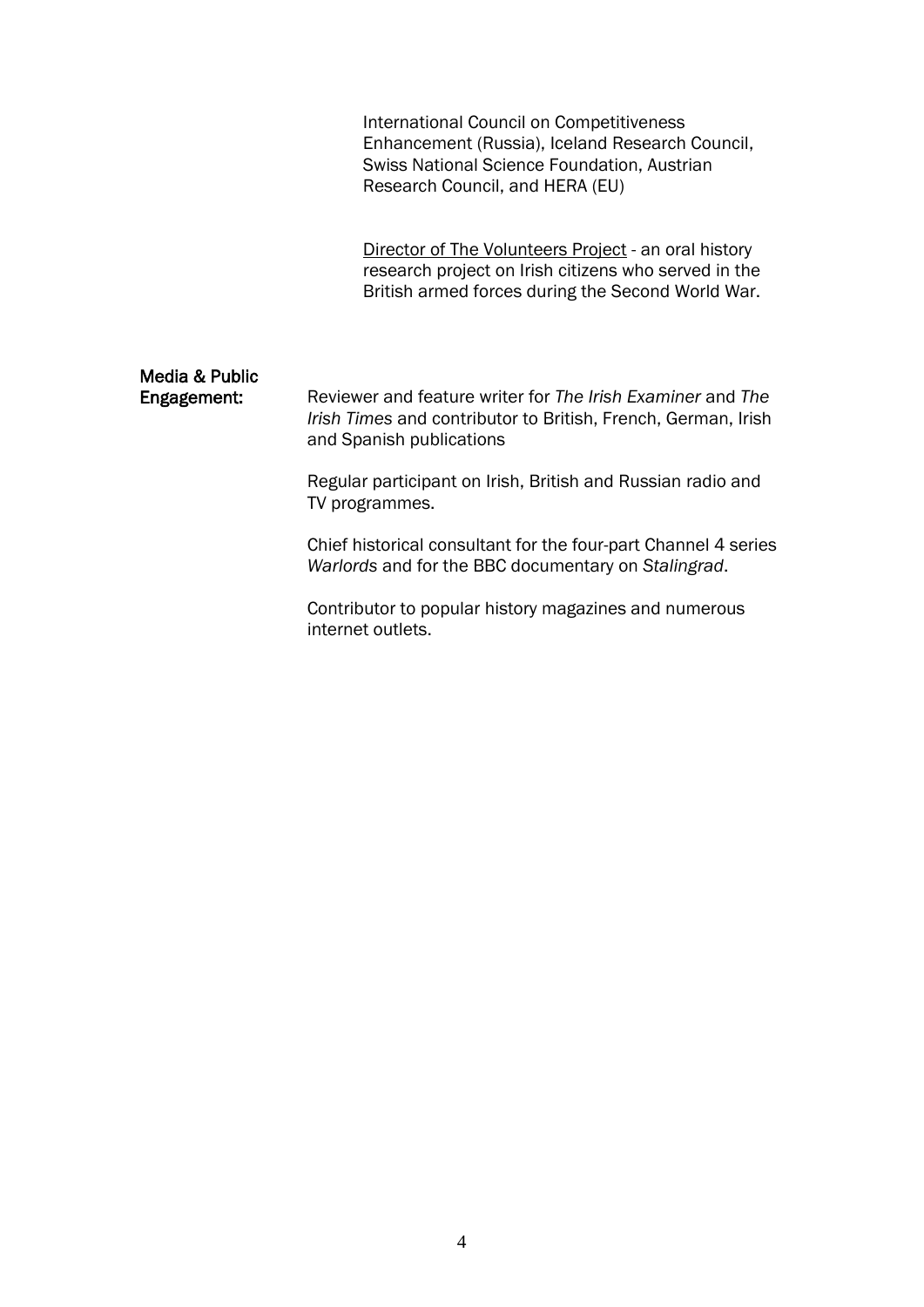International Council on Competitiveness Enhancement (Russia), Iceland Research Council, Swiss National Science Foundation, Austrian Research Council, and HERA (EU)

<u>Director of The Volunteers Project</u> - an oral history research project on Irish citizens who served in the British armed forces during the Second World War.

**Media & Public Engagement:**

Reviewer and feature writer for *The Irish Examiner* and *The Irish Times* and contributor to British, French, German, Irish and Spanish publications

Regular participant on Irish, British and Russian radio and TV programmes.

Chief historical consultant for the four-part Channel 4 series *Warlords* and for the BBC documentary on *Stalingrad*.

Contributor to popular history magazines and numerous internet outlets.